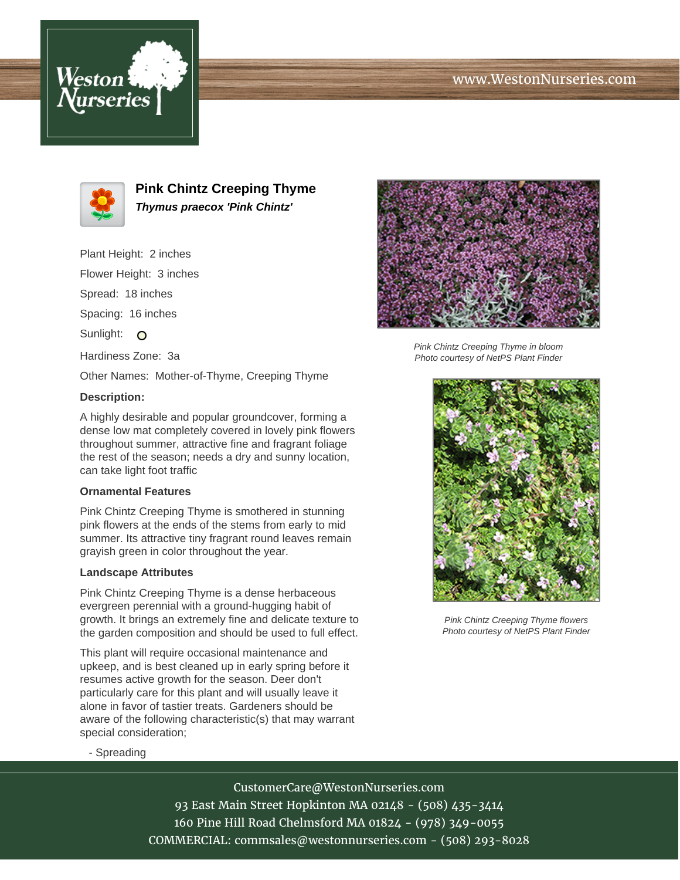# Pink Chintz Creeping Thyme

***Thymus praecox 'Pink Chintz'***

Plant Height: 2 inches

Flower Height: 3 inches

Spread: 18 inches

Spacing: 16 inches

Sunlight: ○

Hardiness Zone: 3a

Other Names: Mother-of-Thyme, Creeping Thyme

**Description:**

A highly desirable and popular groundcover, forming a dense low mat completely covered in lovely pink flowers throughout summer, attractive fine and fragrant foliage the rest of the season; needs a dry and sunny location, can take light foot traffic

### Ornamental Features

Pink Chintz Creeping Thyme is smothered in stunning pink flowers at the ends of the stems from early to mid summer. Its attractive tiny fragrant round leaves remain grayish green in color throughout the year.

### Landscape Attributes

Pink Chintz Creeping Thyme is a dense herbaceous evergreen perennial with a ground-hugging habit of growth. It brings an extremely fine and delicate texture to the garden composition and should be used to full effect.

This plant will require occasional maintenance and upkeep, and is best cleaned up in early spring before it resumes active growth for the season. Deer don't particularly care for this plant and will usually leave it alone in favor of tastier treats. Gardeners should be aware of the following characteristic(s) that may warrant special consideration;

- Spreading

*Pink Chintz Creeping Thyme in bloom*
*Photo courtesy of NetPS Plant Finder*

*Pink Chintz Creeping Thyme flowers*
*Photo courtesy of NetPS Plant Finder*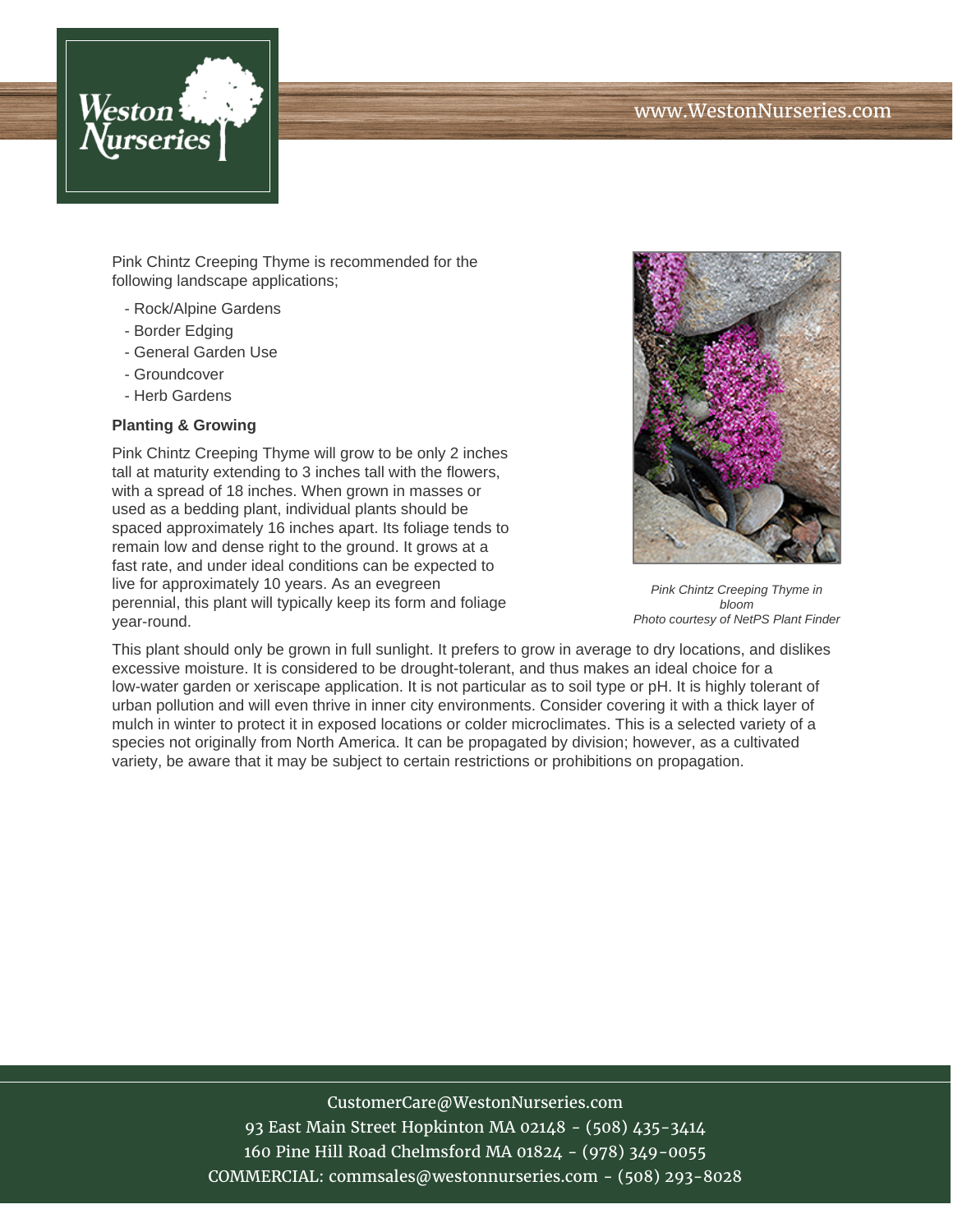Pink Chintz Creeping Thyme is recommended for the following landscape applications;

- Rock/Alpine Gardens
- Border Edging
- General Garden Use
- Groundcover
- Herb Gardens

**Planting & Growing**

Pink Chintz Creeping Thyme will grow to be only 2 inches tall at maturity extending to 3 inches tall with the flowers, with a spread of 18 inches. When grown in masses or used as a bedding plant, individual plants should be spaced approximately 16 inches apart. Its foliage tends to remain low and dense right to the ground. It grows at a fast rate, and under ideal conditions can be expected to live for approximately 10 years. As an evegreen perennial, this plant will typically keep its form and foliage year-round.

*Pink Chintz Creeping Thyme in bloom*
*Photo courtesy of NetPS Plant Finder*

This plant should only be grown in full sunlight. It prefers to grow in average to dry locations, and dislikes excessive moisture. It is considered to be drought-tolerant, and thus makes an ideal choice for a low-water garden or xeriscape application. It is not particular as to soil type or pH. It is highly tolerant of urban pollution and will even thrive in inner city environments. Consider covering it with a thick layer of mulch in winter to protect it in exposed locations or colder microclimates. This is a selected variety of a species not originally from North America. It can be propagated by division; however, as a cultivated variety, be aware that it may be subject to certain restrictions or prohibitions on propagation.

CustomerCare@WestonNurseries.com
93 East Main Street Hopkinton MA 02148 - (508) 435-3414
160 Pine Hill Road Chelmsford MA 01824 - (978) 349-0055
COMMERCIAL: commsales@westonnurseries.com - (508) 293-8028